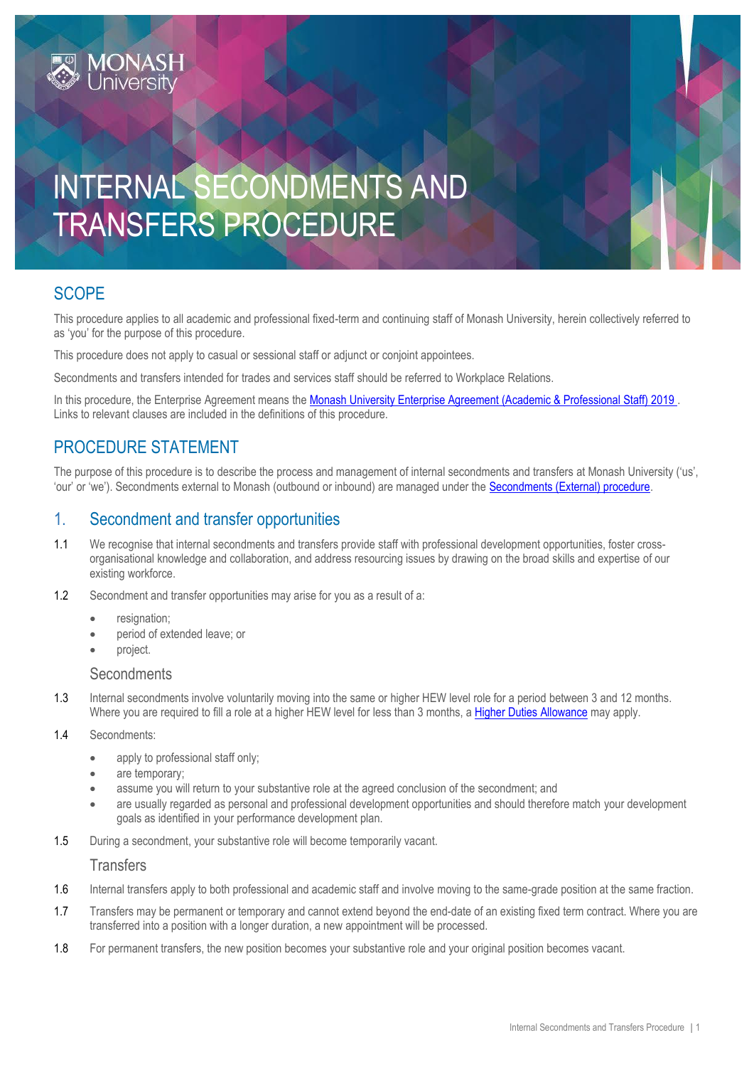# INTERNAL SECONDMENTS AND TRANSFERS PROCEDURE

## SCOPE

This procedure applies to all academic and professional fixed-term and continuing staff of Monash University, herein collectively referred to as 'you' for the purpose of this procedure.

This procedure does not apply to casual or sessional staff or adjunct or conjoint appointees.

Secondments and transfers intended for trades and services staff should be referred to Workplace Relations.

In this procedure, the Enterprise Agreement means the [Monash University Enterprise Agreement (Academic & Professional Staff) 2019](). Links to relevant clauses are included in the definitions of this procedure.

## PROCEDURE STATEMENT

The purpose of this procedure is to describe the process and management of internal secondments and transfers at Monash University ('us', 'our' or 'we'). Secondments external to Monash (outbound or inbound) are managed under the [Secondments (External) procedure]().

## 1. Secondment and transfer opportunities

1.1 We recognise that internal secondments and transfers provide staff with professional development opportunities, foster cross-organisational knowledge and collaboration, and address resourcing issues by drawing on the broad skills and expertise of our existing workforce.

1.2 Secondment and transfer opportunities may arise for you as a result of a:

- resignation;
- period of extended leave; or
- project.

### Secondments

1.3 Internal secondments involve voluntarily moving into the same or higher HEW level role for a period between 3 and 12 months. Where you are required to fill a role at a higher HEW level for less than 3 months, a [Higher Duties Allowance]() may apply.

1.4 Secondments:

- apply to professional staff only;
- are temporary;
- assume you will return to your substantive role at the agreed conclusion of the secondment; and
- are usually regarded as personal and professional development opportunities and should therefore match your development goals as identified in your performance development plan.

1.5 During a secondment, your substantive role will become temporarily vacant.

### Transfers

1.6 Internal transfers apply to both professional and academic staff and involve moving to the same-grade position at the same fraction.

1.7 Transfers may be permanent or temporary and cannot extend beyond the end-date of an existing fixed term contract. Where you are transferred into a position with a longer duration, a new appointment will be processed.

1.8 For permanent transfers, the new position becomes your substantive role and your original position becomes vacant.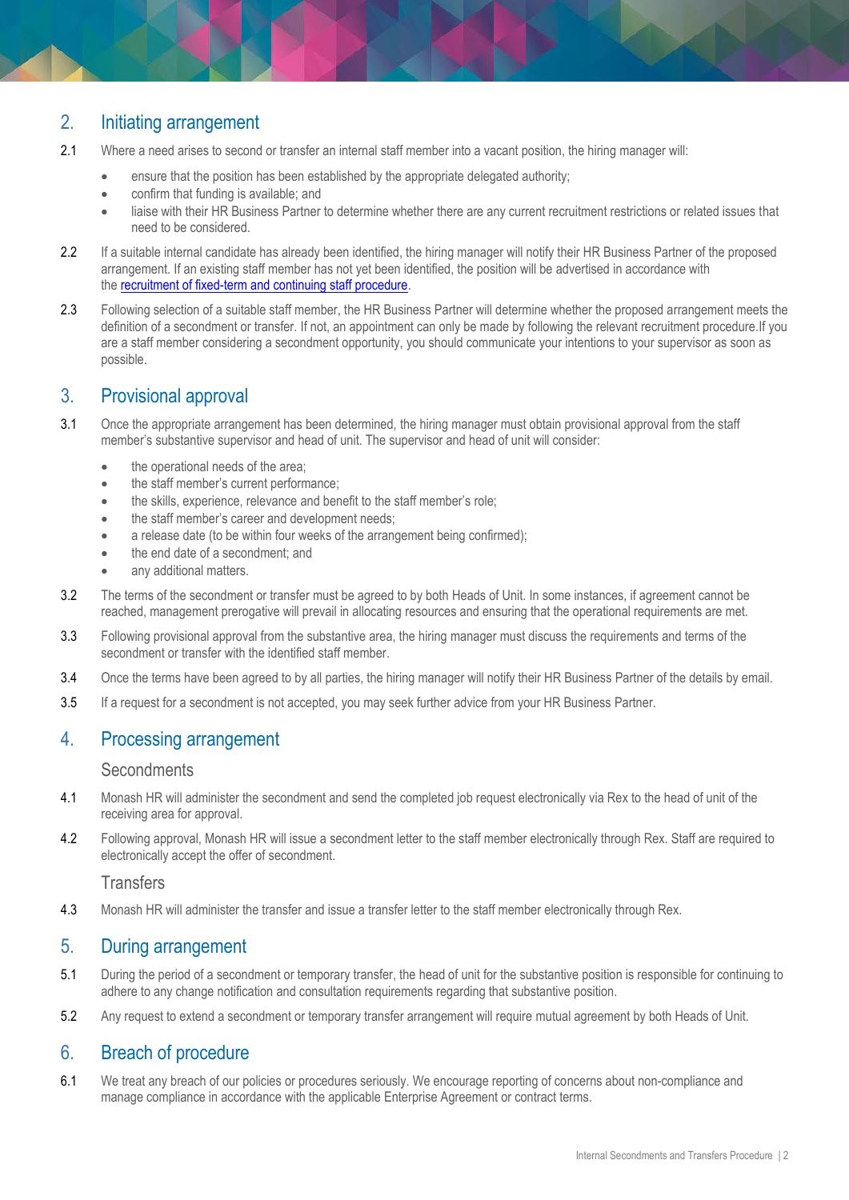## 2. Initiating arrangement

2.1 Where a need arises to second or transfer an internal staff member into a vacant position, the hiring manager will:

- ensure that the position has been established by the appropriate delegated authority;
- confirm that funding is available; and
- liaise with their HR Business Partner to determine whether there are any current recruitment restrictions or related issues that need to be considered.

2.2 If a suitable internal candidate has already been identified, the hiring manager will notify their HR Business Partner of the proposed arrangement. If an existing staff member has not yet been identified, the position will be advertised in accordance with the recruitment of fixed-term and continuing staff procedure.

2.3 Following selection of a suitable staff member, the HR Business Partner will determine whether the proposed arrangement meets the definition of a secondment or transfer. If not, an appointment can only be made by following the relevant recruitment procedure.If you are a staff member considering a secondment opportunity, you should communicate your intentions to your supervisor as soon as possible.

## 3. Provisional approval

3.1 Once the appropriate arrangement has been determined, the hiring manager must obtain provisional approval from the staff member's substantive supervisor and head of unit. The supervisor and head of unit will consider:

- the operational needs of the area;
- the staff member's current performance;
- the skills, experience, relevance and benefit to the staff member's role;
- the staff member's career and development needs;
- a release date (to be within four weeks of the arrangement being confirmed);
- the end date of a secondment; and
- any additional matters.

3.2 The terms of the secondment or transfer must be agreed to by both Heads of Unit. In some instances, if agreement cannot be reached, management prerogative will prevail in allocating resources and ensuring that the operational requirements are met.

3.3 Following provisional approval from the substantive area, the hiring manager must discuss the requirements and terms of the secondment or transfer with the identified staff member.

3.4 Once the terms have been agreed to by all parties, the hiring manager will notify their HR Business Partner of the details by email.

3.5 If a request for a secondment is not accepted, you may seek further advice from your HR Business Partner.

## 4. Processing arrangement

### Secondments

4.1 Monash HR will administer the secondment and send the completed job request electronically via Rex to the head of unit of the receiving area for approval.

4.2 Following approval, Monash HR will issue a secondment letter to the staff member electronically through Rex. Staff are required to electronically accept the offer of secondment.

### Transfers

4.3 Monash HR will administer the transfer and issue a transfer letter to the staff member electronically through Rex.

## 5. During arrangement

5.1 During the period of a secondment or temporary transfer, the head of unit for the substantive position is responsible for continuing to adhere to any change notification and consultation requirements regarding that substantive position.

5.2 Any request to extend a secondment or temporary transfer arrangement will require mutual agreement by both Heads of Unit.

## 6. Breach of procedure

6.1 We treat any breach of our policies or procedures seriously. We encourage reporting of concerns about non-compliance and manage compliance in accordance with the applicable Enterprise Agreement or contract terms.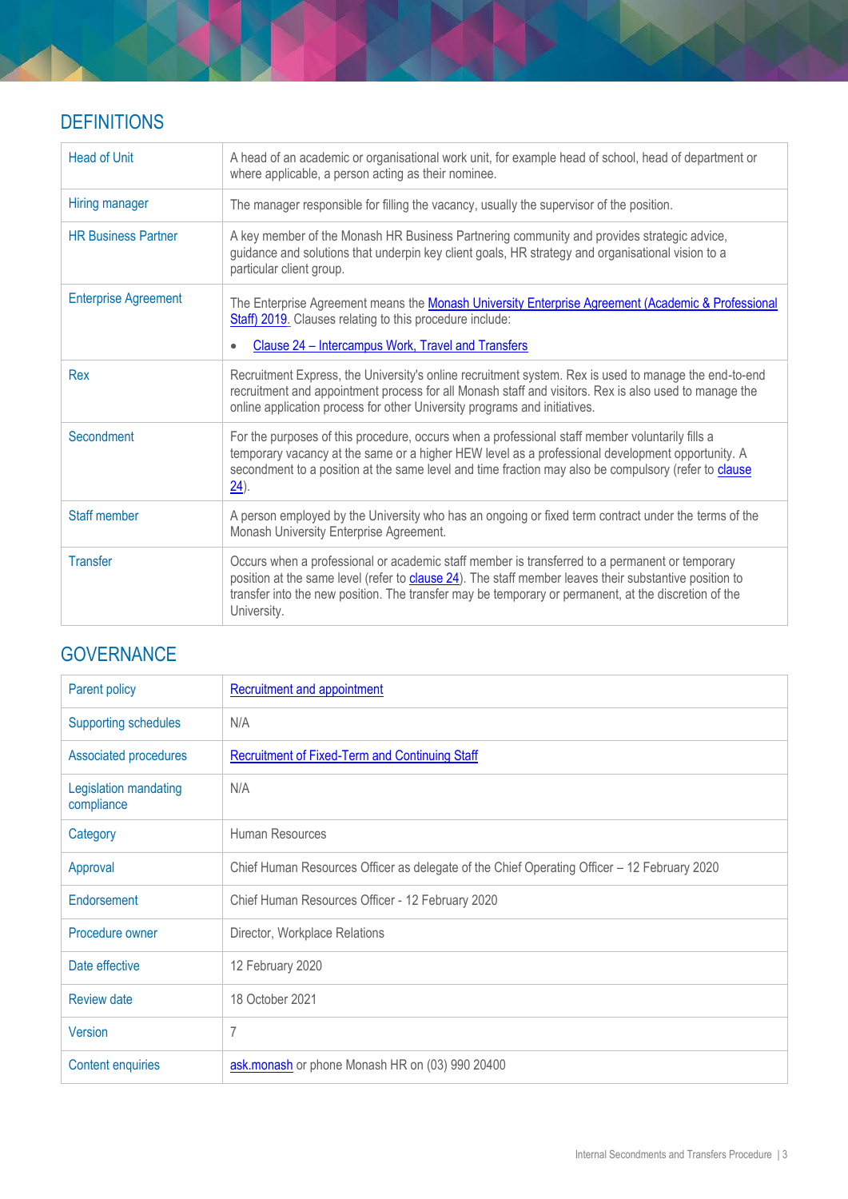## DEFINITIONS

| | |
|---|---|
| Head of Unit | A head of an academic or organisational work unit, for example head of school, head of department or where applicable, a person acting as their nominee. |
| Hiring manager | The manager responsible for filling the vacancy, usually the supervisor of the position. |
| HR Business Partner | A key member of the Monash HR Business Partnering community and provides strategic advice, guidance and solutions that underpin key client goals, HR strategy and organisational vision to a particular client group. |
| Enterprise Agreement | The Enterprise Agreement means the Monash University Enterprise Agreement (Academic & Professional Staff) 2019. Clauses relating to this procedure include:<br>• Clause 24 – Intercampus Work, Travel and Transfers |
| Rex | Recruitment Express, the University's online recruitment system. Rex is used to manage the end-to-end recruitment and appointment process for all Monash staff and visitors. Rex is also used to manage the online application process for other University programs and initiatives. |
| Secondment | For the purposes of this procedure, occurs when a professional staff member voluntarily fills a temporary vacancy at the same or a higher HEW level as a professional development opportunity. A secondment to a position at the same level and time fraction may also be compulsory (refer to clause 24). |
| Staff member | A person employed by the University who has an ongoing or fixed term contract under the terms of the Monash University Enterprise Agreement. |
| Transfer | Occurs when a professional or academic staff member is transferred to a permanent or temporary position at the same level (refer to clause 24). The staff member leaves their substantive position to transfer into the new position. The transfer may be temporary or permanent, at the discretion of the University. |

## GOVERNANCE

| | |
|---|---|
| Parent policy | Recruitment and appointment |
| Supporting schedules | N/A |
| Associated procedures | Recruitment of Fixed-Term and Continuing Staff |
| Legislation mandating compliance | N/A |
| Category | Human Resources |
| Approval | Chief Human Resources Officer as delegate of the Chief Operating Officer – 12 February 2020 |
| Endorsement | Chief Human Resources Officer - 12 February 2020 |
| Procedure owner | Director, Workplace Relations |
| Date effective | 12 February 2020 |
| Review date | 18 October 2021 |
| Version | 7 |
| Content enquiries | ask.monash or phone Monash HR on (03) 990 20400 |